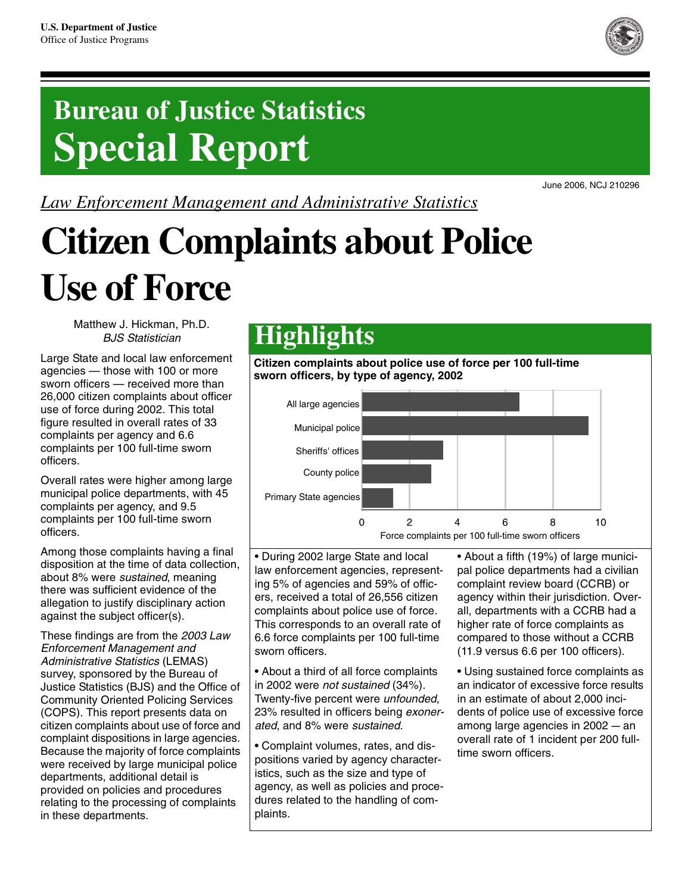U.S. Department of Justice
Office of Justice Programs

# Bureau of Justice Statistics Special Report

June 2006, NCJ 210296

*Law Enforcement Management and Administrative Statistics*

# Citizen Complaints about Police Use of Force

Matthew J. Hickman, Ph.D.
*BJS Statistician*

Large State and local law enforcement agencies — those with 100 or more sworn officers — received more than 26,000 citizen complaints about officer use of force during 2002. This total figure resulted in overall rates of 33 complaints per agency and 6.6 complaints per 100 full-time sworn officers.

Overall rates were higher among large municipal police departments, with 45 complaints per agency, and 9.5 complaints per 100 full-time sworn officers.

Among those complaints having a final disposition at the time of data collection, about 8% were *sustained*, meaning there was sufficient evidence of the allegation to justify disciplinary action against the subject officer(s).

These findings are from the *2003 Law Enforcement Management and Administrative Statistics* (LEMAS) survey, sponsored by the Bureau of Justice Statistics (BJS) and the Office of Community Oriented Policing Services (COPS). This report presents data on citizen complaints about use of force and complaint dispositions in large agencies. Because the majority of force complaints were received by large municipal police departments, additional detail is provided on policies and procedures relating to the processing of complaints in these departments.

## Highlights

**Citizen complaints about police use of force per 100 full-time sworn officers, by type of agency, 2002**

- All large agencies
- Municipal police
- Sheriffs' offices
- County police
- Primary State agencies

Force complaints per 100 full-time sworn officers (axis: 0, 2, 4, 6, 8, 10)

- During 2002 large State and local law enforcement agencies, representing 5% of agencies and 59% of officers, received a total of 26,556 citizen complaints about police use of force. This corresponds to an overall rate of 6.6 force complaints per 100 full-time sworn officers.

- About a third of all force complaints in 2002 were *not sustained* (34%). Twenty-five percent were *unfounded*, 23% resulted in officers being *exonerated*, and 8% were *sustained*.

- Complaint volumes, rates, and dispositions varied by agency characteristics, such as the size and type of agency, as well as policies and procedures related to the handling of complaints.

- About a fifth (19%) of large municipal police departments had a civilian complaint review board (CCRB) or agency within their jurisdiction. Overall, departments with a CCRB had a higher rate of force complaints as compared to those without a CCRB (11.9 versus 6.6 per 100 officers).

- Using sustained force complaints as an indicator of excessive force results in an estimate of about 2,000 incidents of police use of excessive force among large agencies in 2002 — an overall rate of 1 incident per 200 full-time sworn officers.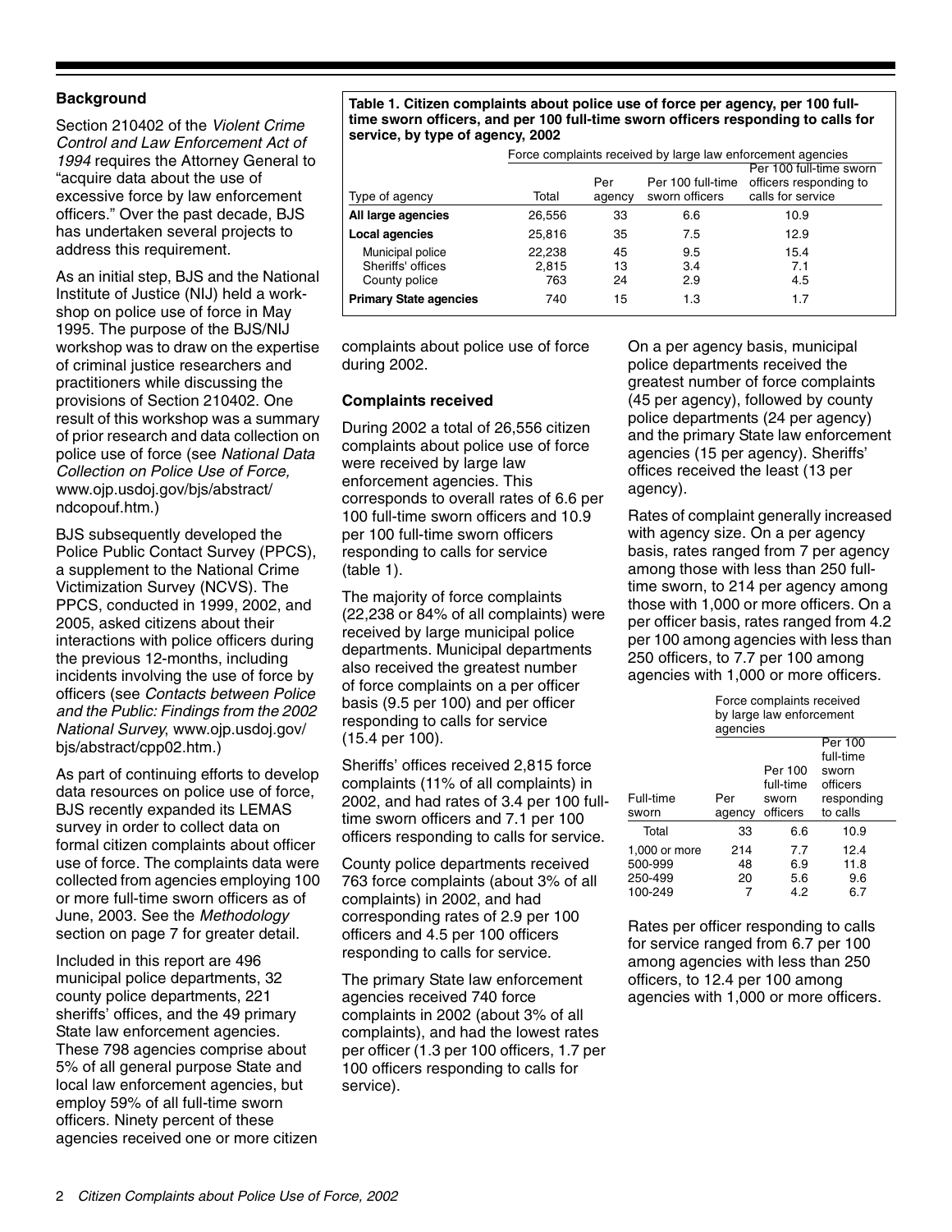## Background

Section 210402 of the *Violent Crime Control and Law Enforcement Act of 1994* requires the Attorney General to "acquire data about the use of excessive force by law enforcement officers." Over the past decade, BJS has undertaken several projects to address this requirement.

As an initial step, BJS and the National Institute of Justice (NIJ) held a workshop on police use of force in May 1995. The purpose of the BJS/NIJ workshop was to draw on the expertise of criminal justice researchers and practitioners while discussing the provisions of Section 210402. One result of this workshop was a summary of prior research and data collection on police use of force (see *National Data Collection on Police Use of Force,* www.ojp.usdoj.gov/bjs/abstract/ndcopouf.htm.)

BJS subsequently developed the Police Public Contact Survey (PPCS), a supplement to the National Crime Victimization Survey (NCVS). The PPCS, conducted in 1999, 2002, and 2005, asked citizens about their interactions with police officers during the previous 12-months, including incidents involving the use of force by officers (see *Contacts between Police and the Public: Findings from the 2002 National Survey*, www.ojp.usdoj.gov/bjs/abstract/cpp02.htm.)

As part of continuing efforts to develop data resources on police use of force, BJS recently expanded its LEMAS survey in order to collect data on formal citizen complaints about officer use of force. The complaints data were collected from agencies employing 100 or more full-time sworn officers as of June, 2003. See the *Methodology* section on page 7 for greater detail.

Included in this report are 496 municipal police departments, 32 county police departments, 221 sheriffs' offices, and the 49 primary State law enforcement agencies. These 798 agencies comprise about 5% of all general purpose State and local law enforcement agencies, but employ 59% of all full-time sworn officers. Ninety percent of these agencies received one or more citizen complaints about police use of force during 2002.

**Table 1. Citizen complaints about police use of force per agency, per 100 full-time sworn officers, and per 100 full-time sworn officers responding to calls for service, by type of agency, 2002**

| | Force complaints received by large law enforcement agencies | | | |
|---|---|---|---|---|
| Type of agency | Total | Per agency | Per 100 full-time sworn officers | Per 100 full-time sworn officers responding to calls for service |
| **All large agencies** | 26,556 | 33 | 6.6 | 10.9 |
| **Local agencies** | 25,816 | 35 | 7.5 | 12.9 |
| Municipal police | 22,238 | 45 | 9.5 | 15.4 |
| Sheriffs' offices | 2,815 | 13 | 3.4 | 7.1 |
| County police | 763 | 24 | 2.9 | 4.5 |
| **Primary State agencies** | 740 | 15 | 1.3 | 1.7 |

### Complaints received

During 2002 a total of 26,556 citizen complaints about police use of force were received by large law enforcement agencies. This corresponds to overall rates of 6.6 per 100 full-time sworn officers and 10.9 per 100 full-time sworn officers responding to calls for service (table 1).

The majority of force complaints (22,238 or 84% of all complaints) were received by large municipal police departments. Municipal departments also received the greatest number of force complaints on a per officer basis (9.5 per 100) and per officer responding to calls for service (15.4 per 100).

Sheriffs' offices received 2,815 force complaints (11% of all complaints) in 2002, and had rates of 3.4 per 100 full-time sworn officers and 7.1 per 100 officers responding to calls for service.

County police departments received 763 force complaints (about 3% of all complaints) in 2002, and had corresponding rates of 2.9 per 100 officers and 4.5 per 100 officers responding to calls for service.

The primary State law enforcement agencies received 740 force complaints in 2002 (about 3% of all complaints), and had the lowest rates per officer (1.3 per 100 officers, 1.7 per 100 officers responding to calls for service).

On a per agency basis, municipal police departments received the greatest number of force complaints (45 per agency), followed by county police departments (24 per agency) and the primary State law enforcement agencies (15 per agency). Sheriffs' offices received the least (13 per agency).

Rates of complaint generally increased with agency size. On a per agency basis, rates ranged from 7 per agency among those with less than 250 full-time sworn, to 214 per agency among those with 1,000 or more officers. On a per officer basis, rates ranged from 4.2 per 100 among agencies with less than 250 officers, to 7.7 per 100 among agencies with 1,000 or more officers.

| | Force complaints received by large law enforcement agencies | | |
|---|---|---|---|
| Full-time sworn | Per agency | Per 100 full-time sworn officers | Per 100 full-time sworn officers responding to calls |
| Total | 33 | 6.6 | 10.9 |
| 1,000 or more | 214 | 7.7 | 12.4 |
| 500-999 | 48 | 6.9 | 11.8 |
| 250-499 | 20 | 5.6 | 9.6 |
| 100-249 | 7 | 4.2 | 6.7 |

Rates per officer responding to calls for service ranged from 6.7 per 100 among agencies with less than 250 officers, to 12.4 per 100 among agencies with 1,000 or more officers.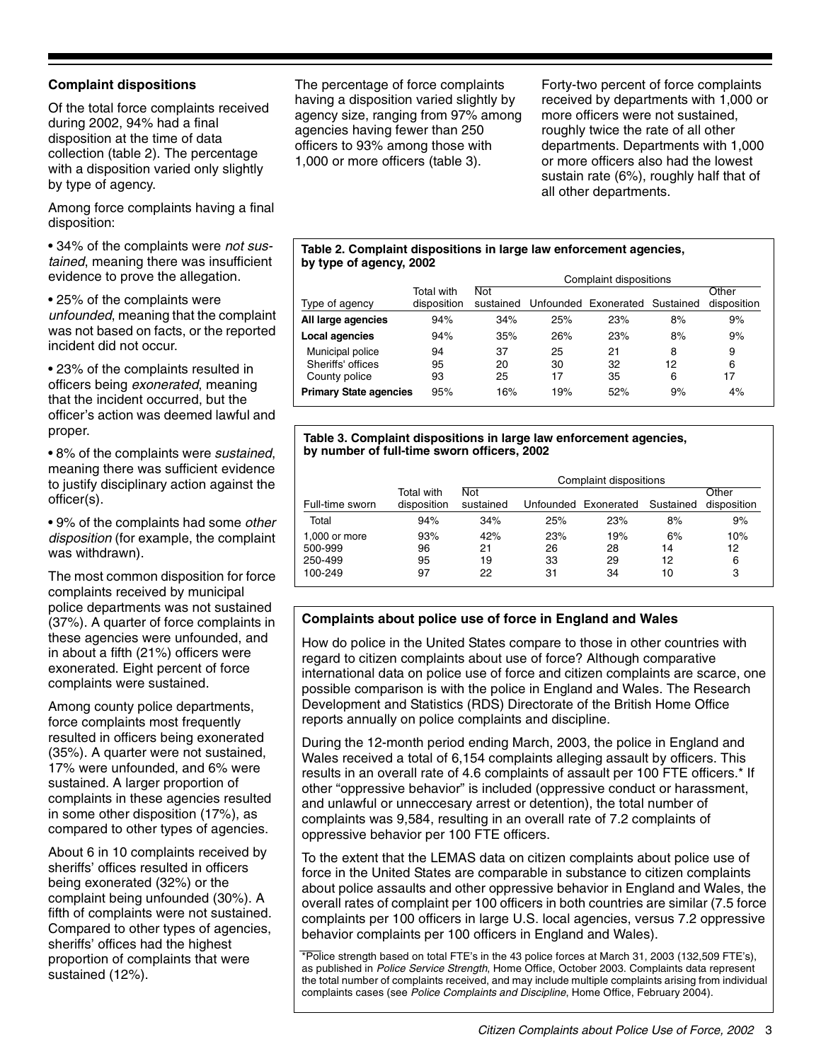### Complaint dispositions

Of the total force complaints received during 2002, 94% had a final disposition at the time of data collection (table 2). The percentage with a disposition varied only slightly by type of agency.

Among force complaints having a final disposition:

- 34% of the complaints were *not sustained*, meaning there was insufficient evidence to prove the allegation.
- 25% of the complaints were *unfounded*, meaning that the complaint was not based on facts, or the reported incident did not occur.
- 23% of the complaints resulted in officers being *exonerated*, meaning that the incident occurred, but the officer's action was deemed lawful and proper.
- 8% of the complaints were *sustained*, meaning there was sufficient evidence to justify disciplinary action against the officer(s).
- 9% of the complaints had some *other disposition* (for example, the complaint was withdrawn).

The most common disposition for force complaints received by municipal police departments was not sustained (37%). A quarter of force complaints in these agencies were unfounded, and in about a fifth (21%) officers were exonerated. Eight percent of force complaints were sustained.

Among county police departments, force complaints most frequently resulted in officers being exonerated (35%). A quarter were not sustained, 17% were unfounded, and 6% were sustained. A larger proportion of complaints in these agencies resulted in some other disposition (17%), as compared to other types of agencies.

About 6 in 10 complaints received by sheriffs' offices resulted in officers being exonerated (32%) or the complaint being unfounded (30%). A fifth of complaints were not sustained. Compared to other types of agencies, sheriffs' offices had the highest proportion of complaints that were sustained (12%).

The percentage of force complaints having a disposition varied slightly by agency size, ranging from 97% among agencies having fewer than 250 officers to 93% among those with 1,000 or more officers (table 3).

Forty-two percent of force complaints received by departments with 1,000 or more officers were not sustained, roughly twice the rate of all other departments. Departments with 1,000 or more officers also had the lowest sustain rate (6%), roughly half that of all other departments.

**Table 2. Complaint dispositions in large law enforcement agencies, by type of agency, 2002**

| | | Complaint dispositions | | | | |
|---|---|---|---|---|---|---|
| Type of agency | Total with disposition | Not sustained | Unfounded | Exonerated | Sustained | Other disposition |
| **All large agencies** | 94% | 34% | 25% | 23% | 8% | 9% |
| **Local agencies** | 94% | 35% | 26% | 23% | 8% | 9% |
| Municipal police | 94 | 37 | 25 | 21 | 8 | 9 |
| Sheriffs' offices | 95 | 20 | 30 | 32 | 12 | 6 |
| County police | 93 | 25 | 17 | 35 | 6 | 17 |
| **Primary State agencies** | 95% | 16% | 19% | 52% | 9% | 4% |

**Table 3. Complaint dispositions in large law enforcement agencies, by number of full-time sworn officers, 2002**

| | | Complaint dispositions | | | | |
|---|---|---|---|---|---|---|
| Full-time sworn | Total with disposition | Not sustained | Unfounded | Exonerated | Sustained | Other disposition |
| Total | 94% | 34% | 25% | 23% | 8% | 9% |
| 1,000 or more | 93% | 42% | 23% | 19% | 6% | 10% |
| 500-999 | 96 | 21 | 26 | 28 | 14 | 12 |
| 250-499 | 95 | 19 | 33 | 29 | 12 | 6 |
| 100-249 | 97 | 22 | 31 | 34 | 10 | 3 |

### Complaints about police use of force in England and Wales

How do police in the United States compare to those in other countries with regard to citizen complaints about use of force? Although comparative international data on police use of force and citizen complaints are scarce, one possible comparison is with the police in England and Wales. The Research Development and Statistics (RDS) Directorate of the British Home Office reports annually on police complaints and discipline.

During the 12-month period ending March, 2003, the police in England and Wales received a total of 6,154 complaints alleging assault by officers. This results in an overall rate of 4.6 complaints of assault per 100 FTE officers.* If other "oppressive behavior" is included (oppressive conduct or harassment, and unlawful or unneccesary arrest or detention), the total number of complaints was 9,584, resulting in an overall rate of 7.2 complaints of oppressive behavior per 100 FTE officers.

To the extent that the LEMAS data on citizen complaints about police use of force in the United States are comparable in substance to citizen complaints about police assaults and other oppressive behavior in England and Wales, the overall rates of complaint per 100 officers in both countries are similar (7.5 force complaints per 100 officers in large U.S. local agencies, versus 7.2 oppressive behavior complaints per 100 officers in England and Wales).

*Police strength based on total FTE's in the 43 police forces at March 31, 2003 (132,509 FTE's), as published in *Police Service Strength*, Home Office, October 2003. Complaints data represent the total number of complaints received, and may include multiple complaints arising from individual complaints cases (see *Police Complaints and Discipline*, Home Office, February 2004).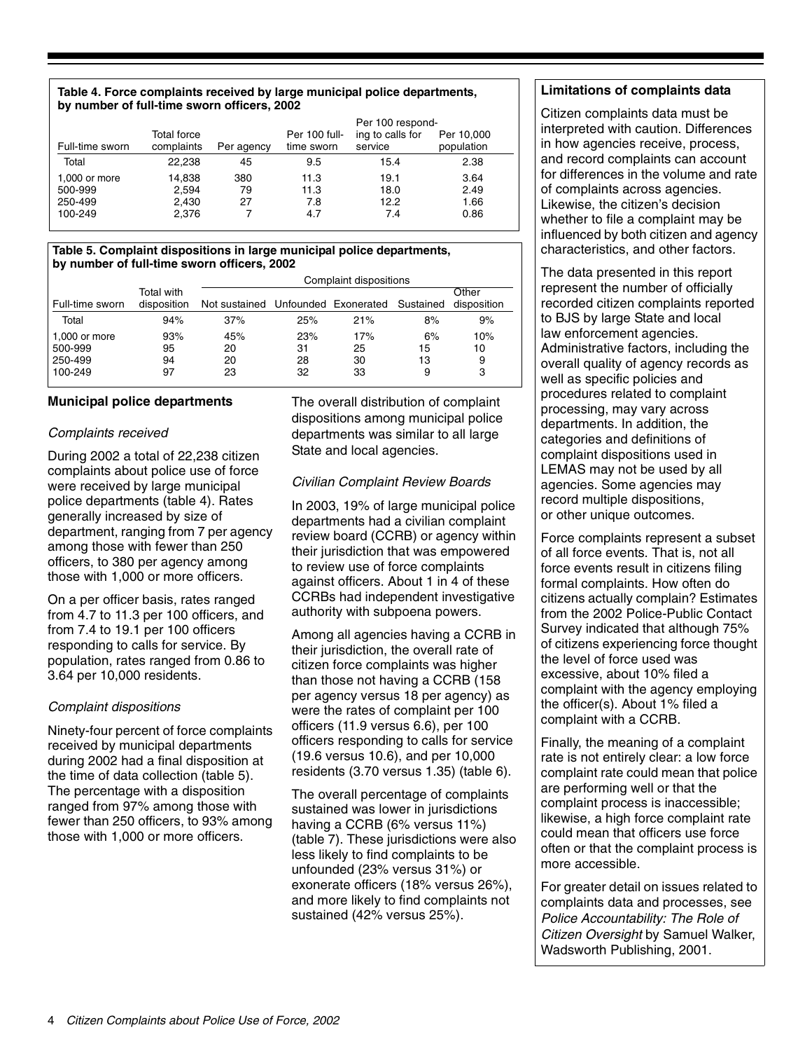**Table 4. Force complaints received by large municipal police departments, by number of full-time sworn officers, 2002**

| Full-time sworn | Total force complaints | Per agency | Per 100 full-time sworn | Per 100 responding to calls for service | Per 10,000 population |
|---|---|---|---|---|---|
| Total | 22,238 | 45 | 9.5 | 15.4 | 2.38 |
| 1,000 or more | 14,838 | 380 | 11.3 | 19.1 | 3.64 |
| 500-999 | 2,594 | 79 | 11.3 | 18.0 | 2.49 |
| 250-499 | 2,430 | 27 | 7.8 | 12.2 | 1.66 |
| 100-249 | 2,376 | 7 | 4.7 | 7.4 | 0.86 |

**Table 5. Complaint dispositions in large municipal police departments, by number of full-time sworn officers, 2002**

| | | Complaint dispositions | | | | |
|---|---|---|---|---|---|---|
| Full-time sworn | Total with disposition | Not sustained | Unfounded | Exonerated | Sustained | Other disposition |
| Total | 94% | 37% | 25% | 21% | 8% | 9% |
| 1,000 or more | 93% | 45% | 23% | 17% | 6% | 10% |
| 500-999 | 95 | 20 | 31 | 25 | 15 | 10 |
| 250-499 | 94 | 20 | 28 | 30 | 13 | 9 |
| 100-249 | 97 | 23 | 32 | 33 | 9 | 3 |

## Municipal police departments

### *Complaints received*

During 2002 a total of 22,238 citizen complaints about police use of force were received by large municipal police departments (table 4). Rates generally increased by size of department, ranging from 7 per agency among those with fewer than 250 officers, to 380 per agency among those with 1,000 or more officers.

On a per officer basis, rates ranged from 4.7 to 11.3 per 100 officers, and from 7.4 to 19.1 per 100 officers responding to calls for service. By population, rates ranged from 0.86 to 3.64 per 10,000 residents.

### *Complaint dispositions*

Ninety-four percent of force complaints received by municipal departments during 2002 had a final disposition at the time of data collection (table 5). The percentage with a disposition ranged from 97% among those with fewer than 250 officers, to 93% among those with 1,000 or more officers.

The overall distribution of complaint dispositions among municipal police departments was similar to all large State and local agencies.

### *Civilian Complaint Review Boards*

In 2003, 19% of large municipal police departments had a civilian complaint review board (CCRB) or agency within their jurisdiction that was empowered to review use of force complaints against officers. About 1 in 4 of these CCRBs had independent investigative authority with subpoena powers.

Among all agencies having a CCRB in their jurisdiction, the overall rate of citizen force complaints was higher than those not having a CCRB (158 per agency versus 18 per agency) as were the rates of complaint per 100 officers (11.9 versus 6.6), per 100 officers responding to calls for service (19.6 versus 10.6), and per 10,000 residents (3.70 versus 1.35) (table 6).

The overall percentage of complaints sustained was lower in jurisdictions having a CCRB (6% versus 11%) (table 7). These jurisdictions were also less likely to find complaints to be unfounded (23% versus 31%) or exonerate officers (18% versus 26%), and more likely to find complaints not sustained (42% versus 25%).

**Limitations of complaints data**

Citizen complaints data must be interpreted with caution. Differences in how agencies receive, process, and record complaints can account for differences in the volume and rate of complaints across agencies. Likewise, the citizen's decision whether to file a complaint may be influenced by both citizen and agency characteristics, and other factors.

The data presented in this report represent the number of officially recorded citizen complaints reported to BJS by large State and local law enforcement agencies. Administrative factors, including the overall quality of agency records as well as specific policies and procedures related to complaint processing, may vary across departments. In addition, the categories and definitions of complaint dispositions used in LEMAS may not be used by all agencies. Some agencies may record multiple dispositions, or other unique outcomes.

Force complaints represent a subset of all force events. That is, not all force events result in citizens filing formal complaints. How often do citizens actually complain? Estimates from the 2002 Police-Public Contact Survey indicated that although 75% of citizens experiencing force thought the level of force used was excessive, about 10% filed a complaint with the agency employing the officer(s). About 1% filed a complaint with a CCRB.

Finally, the meaning of a complaint rate is not entirely clear: a low force complaint rate could mean that police are performing well or that the complaint process is inaccessible; likewise, a high force complaint rate could mean that officers use force often or that the complaint process is more accessible.

For greater detail on issues related to complaints data and processes, see *Police Accountability: The Role of Citizen Oversight* by Samuel Walker, Wadsworth Publishing, 2001.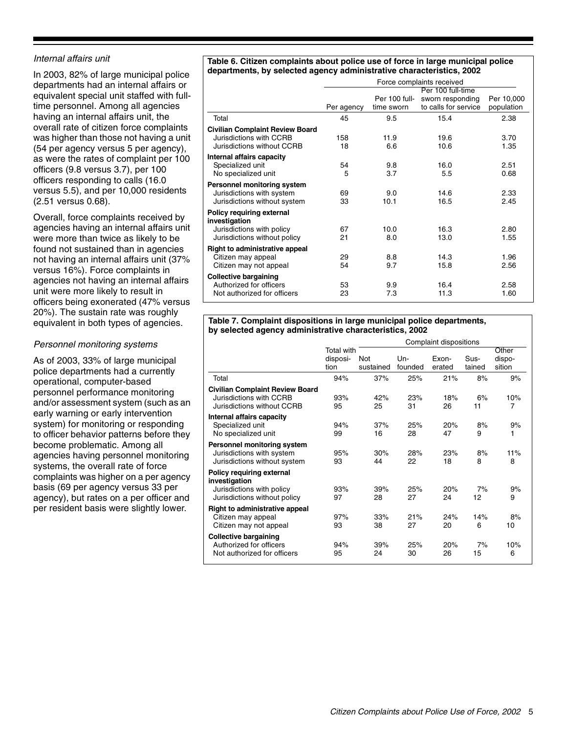### *Internal affairs unit*

In 2003, 82% of large municipal police departments had an internal affairs or equivalent special unit staffed with full-time personnel. Among all agencies having an internal affairs unit, the overall rate of citizen force complaints was higher than those not having a unit (54 per agency versus 5 per agency), as were the rates of complaint per 100 officers (9.8 versus 3.7), per 100 officers responding to calls (16.0 versus 5.5), and per 10,000 residents (2.51 versus 0.68).

Overall, force complaints received by agencies having an internal affairs unit were more than twice as likely to be found not sustained than in agencies not having an internal affairs unit (37% versus 16%). Force complaints in agencies not having an internal affairs unit were more likely to result in officers being exonerated (47% versus 20%). The sustain rate was roughly equivalent in both types of agencies.

### *Personnel monitoring systems*

As of 2003, 33% of large municipal police departments had a currently operational, computer-based personnel performance monitoring and/or assessment system (such as an early warning or early intervention system) for monitoring or responding to officer behavior patterns before they become problematic. Among all agencies having personnel monitoring systems, the overall rate of force complaints was higher on a per agency basis (69 per agency versus 33 per agency), but rates on a per officer and per resident basis were slightly lower.

**Table 6. Citizen complaints about police use of force in large municipal police departments, by selected agency administrative characteristics, 2002**

| | Force complaints received | | | |
|---|---|---|---|---|
| | Per agency | Per 100 full-time sworn | Per 100 full-time sworn responding to calls for service | Per 10,000 population |
| Total | 45 | 9.5 | 15.4 | 2.38 |
| **Civilian Complaint Review Board** | | | | |
| Jurisdictions with CCRB | 158 | 11.9 | 19.6 | 3.70 |
| Jurisdictions without CCRB | 18 | 6.6 | 10.6 | 1.35 |
| **Internal affairs capacity** | | | | |
| Specialized unit | 54 | 9.8 | 16.0 | 2.51 |
| No specialized unit | 5 | 3.7 | 5.5 | 0.68 |
| **Personnel monitoring system** | | | | |
| Jurisdictions with system | 69 | 9.0 | 14.6 | 2.33 |
| Jurisdictions without system | 33 | 10.1 | 16.5 | 2.45 |
| **Policy requiring external investigation** | | | | |
| Jurisdictions with policy | 67 | 10.0 | 16.3 | 2.80 |
| Jurisdictions without policy | 21 | 8.0 | 13.0 | 1.55 |
| **Right to administrative appeal** | | | | |
| Citizen may appeal | 29 | 8.8 | 14.3 | 1.96 |
| Citizen may not appeal | 54 | 9.7 | 15.8 | 2.56 |
| **Collective bargaining** | | | | |
| Authorized for officers | 53 | 9.9 | 16.4 | 2.58 |
| Not authorized for officers | 23 | 7.3 | 11.3 | 1.60 |

**Table 7. Complaint dispositions in large municipal police departments, by selected agency administrative characteristics, 2002**

| | | Complaint dispositions | | | | |
|---|---|---|---|---|---|---|
| | Total with disposition | Not sustained | Unfounded | Exonerated | Sustained | Other disposition |
| Total | 94% | 37% | 25% | 21% | 8% | 9% |
| **Civilian Complaint Review Board** | | | | | | |
| Jurisdictions with CCRB | 93% | 42% | 23% | 18% | 6% | 10% |
| Jurisdictions without CCRB | 95 | 25 | 31 | 26 | 11 | 7 |
| **Internal affairs capacity** | | | | | | |
| Specialized unit | 94% | 37% | 25% | 20% | 8% | 9% |
| No specialized unit | 99 | 16 | 28 | 47 | 9 | 1 |
| **Personnel monitoring system** | | | | | | |
| Jurisdictions with system | 95% | 30% | 28% | 23% | 8% | 11% |
| Jurisdictions without system | 93 | 44 | 22 | 18 | 8 | 8 |
| **Policy requiring external investigation** | | | | | | |
| Jurisdictions with policy | 93% | 39% | 25% | 20% | 7% | 9% |
| Jurisdictions without policy | 97 | 28 | 27 | 24 | 12 | 9 |
| **Right to administrative appeal** | | | | | | |
| Citizen may appeal | 97% | 33% | 21% | 24% | 14% | 8% |
| Citizen may not appeal | 93 | 38 | 27 | 20 | 6 | 10 |
| **Collective bargaining** | | | | | | |
| Authorized for officers | 94% | 39% | 25% | 20% | 7% | 10% |
| Not authorized for officers | 95 | 24 | 30 | 26 | 15 | 6 |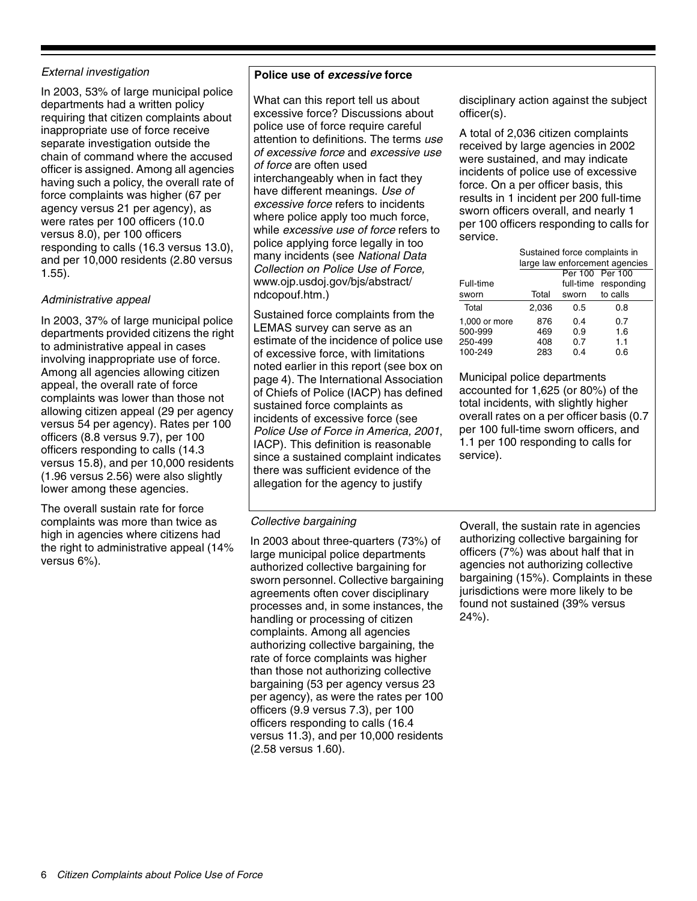### *External investigation*

In 2003, 53% of large municipal police departments had a written policy requiring that citizen complaints about inappropriate use of force receive separate investigation outside the chain of command where the accused officer is assigned. Among all agencies having such a policy, the overall rate of force complaints was higher (67 per agency versus 21 per agency), as were rates per 100 officers (10.0 versus 8.0), per 100 officers responding to calls (16.3 versus 13.0), and per 10,000 residents (2.80 versus 1.55).

### *Administrative appeal*

In 2003, 37% of large municipal police departments provided citizens the right to administrative appeal in cases involving inappropriate use of force. Among all agencies allowing citizen appeal, the overall rate of force complaints was lower than those not allowing citizen appeal (29 per agency versus 54 per agency). Rates per 100 officers (8.8 versus 9.7), per 100 officers responding to calls (14.3 versus 15.8), and per 10,000 residents (1.96 versus 2.56) were also slightly lower among these agencies.

The overall sustain rate for force complaints was more than twice as high in agencies where citizens had the right to administrative appeal (14% versus 6%).

### Police use of *excessive* force

What can this report tell us about excessive force? Discussions about police use of force require careful attention to definitions. The terms *use of excessive force* and *excessive use of force* are often used interchangeably when in fact they have different meanings. *Use of excessive force* refers to incidents where police apply too much force, while *excessive use of force* refers to police applying force legally in too many incidents (see *National Data Collection on Police Use of Force,* www.ojp.usdoj.gov/bjs/abstract/ndcopouf.htm.)

Sustained force complaints from the LEMAS survey can serve as an estimate of the incidence of police use of excessive force, with limitations noted earlier in this report (see box on page 4). The International Association of Chiefs of Police (IACP) has defined sustained force complaints as incidents of excessive force (see *Police Use of Force in America, 2001*, IACP). This definition is reasonable since a sustained complaint indicates there was sufficient evidence of the allegation for the agency to justify disciplinary action against the subject officer(s).

A total of 2,036 citizen complaints received by large agencies in 2002 were sustained, and may indicate incidents of police use of excessive force. On a per officer basis, this results in 1 incident per 200 full-time sworn officers overall, and nearly 1 per 100 officers responding to calls for service.

| | Sustained force complaints in large law enforcement agencies | | |
|---|---|---|---|
| Full-time sworn | Total | Per 100 full-time sworn | Per 100 responding to calls |
| Total | 2,036 | 0.5 | 0.8 |
| 1,000 or more | 876 | 0.4 | 0.7 |
| 500-999 | 469 | 0.9 | 1.6 |
| 250-499 | 408 | 0.7 | 1.1 |
| 100-249 | 283 | 0.4 | 0.6 |

Municipal police departments accounted for 1,625 (or 80%) of the total incidents, with slightly higher overall rates on a per officer basis (0.7 per 100 full-time sworn officers, and 1.1 per 100 responding to calls for service).

### *Collective bargaining*

In 2003 about three-quarters (73%) of large municipal police departments authorized collective bargaining for sworn personnel. Collective bargaining agreements often cover disciplinary processes and, in some instances, the handling or processing of citizen complaints. Among all agencies authorizing collective bargaining, the rate of force complaints was higher than those not authorizing collective bargaining (53 per agency versus 23 per agency), as were the rates per 100 officers (9.9 versus 7.3), per 100 officers responding to calls (16.4 versus 11.3), and per 10,000 residents (2.58 versus 1.60).

Overall, the sustain rate in agencies authorizing collective bargaining for officers (7%) was about half that in agencies not authorizing collective bargaining (15%). Complaints in these jurisdictions were more likely to be found not sustained (39% versus 24%).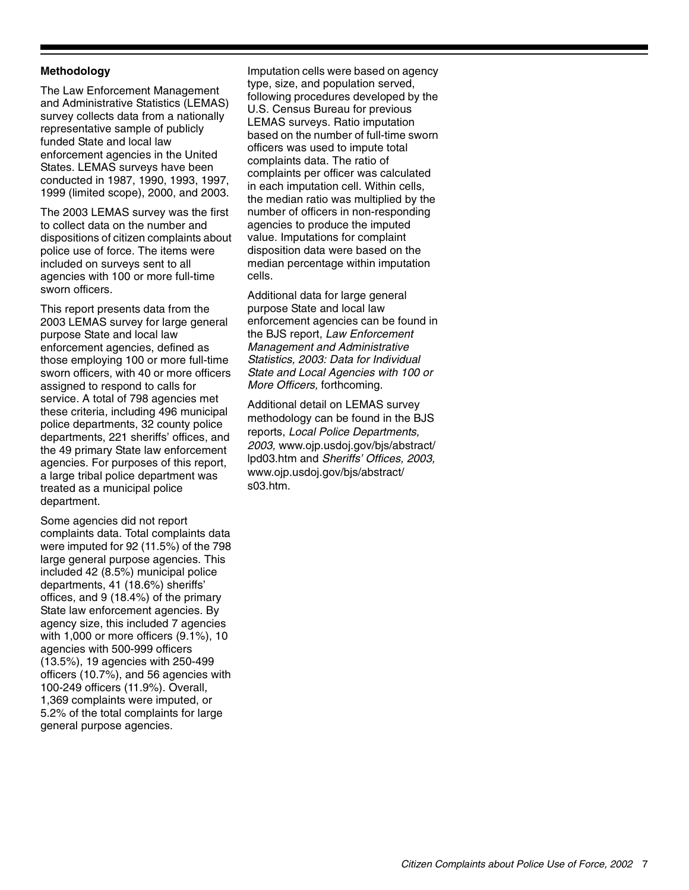### Methodology

The Law Enforcement Management and Administrative Statistics (LEMAS) survey collects data from a nationally representative sample of publicly funded State and local law enforcement agencies in the United States. LEMAS surveys have been conducted in 1987, 1990, 1993, 1997, 1999 (limited scope), 2000, and 2003.

The 2003 LEMAS survey was the first to collect data on the number and dispositions of citizen complaints about police use of force. The items were included on surveys sent to all agencies with 100 or more full-time sworn officers.

This report presents data from the 2003 LEMAS survey for large general purpose State and local law enforcement agencies, defined as those employing 100 or more full-time sworn officers, with 40 or more officers assigned to respond to calls for service. A total of 798 agencies met these criteria, including 496 municipal police departments, 32 county police departments, 221 sheriffs' offices, and the 49 primary State law enforcement agencies. For purposes of this report, a large tribal police department was treated as a municipal police department.

Some agencies did not report complaints data. Total complaints data were imputed for 92 (11.5%) of the 798 large general purpose agencies. This included 42 (8.5%) municipal police departments, 41 (18.6%) sheriffs' offices, and 9 (18.4%) of the primary State law enforcement agencies. By agency size, this included 7 agencies with 1,000 or more officers (9.1%), 10 agencies with 500-999 officers (13.5%), 19 agencies with 250-499 officers (10.7%), and 56 agencies with 100-249 officers (11.9%). Overall, 1,369 complaints were imputed, or 5.2% of the total complaints for large general purpose agencies.

Imputation cells were based on agency type, size, and population served, following procedures developed by the U.S. Census Bureau for previous LEMAS surveys. Ratio imputation based on the number of full-time sworn officers was used to impute total complaints data. The ratio of complaints per officer was calculated in each imputation cell. Within cells, the median ratio was multiplied by the number of officers in non-responding agencies to produce the imputed value. Imputations for complaint disposition data were based on the median percentage within imputation cells.

Additional data for large general purpose State and local law enforcement agencies can be found in the BJS report, *Law Enforcement Management and Administrative Statistics, 2003: Data for Individual State and Local Agencies with 100 or More Officers,* forthcoming.

Additional detail on LEMAS survey methodology can be found in the BJS reports, *Local Police Departments, 2003,* www.ojp.usdoj.gov/bjs/abstract/lpd03.htm and *Sheriffs' Offices, 2003,* www.ojp.usdoj.gov/bjs/abstract/s03.htm.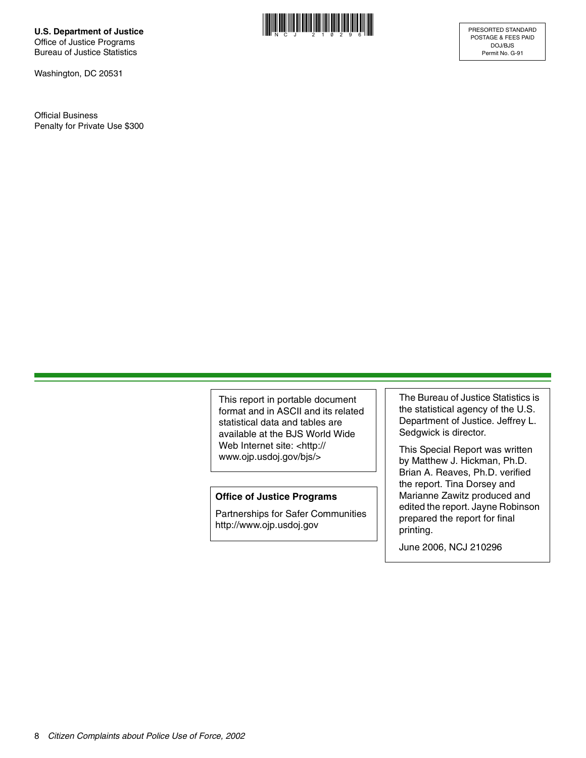**U.S. Department of Justice**
Office of Justice Programs
Bureau of Justice Statistics

Washington, DC 20531

Official Business
Penalty for Private Use $300

PRESORTED STANDARD
POSTAGE & FEES PAID
DOJ/BJS
Permit No. G-91

This report in portable document format and in ASCII and its related statistical data and tables are available at the BJS World Wide Web Internet site: <http://www.ojp.usdoj.gov/bjs/>

**Office of Justice Programs**

Partnerships for Safer Communities
http://www.ojp.usdoj.gov

The Bureau of Justice Statistics is the statistical agency of the U.S. Department of Justice. Jeffrey L. Sedgwick is director.

This Special Report was written by Matthew J. Hickman, Ph.D. Brian A. Reaves, Ph.D. verified the report. Tina Dorsey and Marianne Zawitz produced and edited the report. Jayne Robinson prepared the report for final printing.

June 2006, NCJ 210296